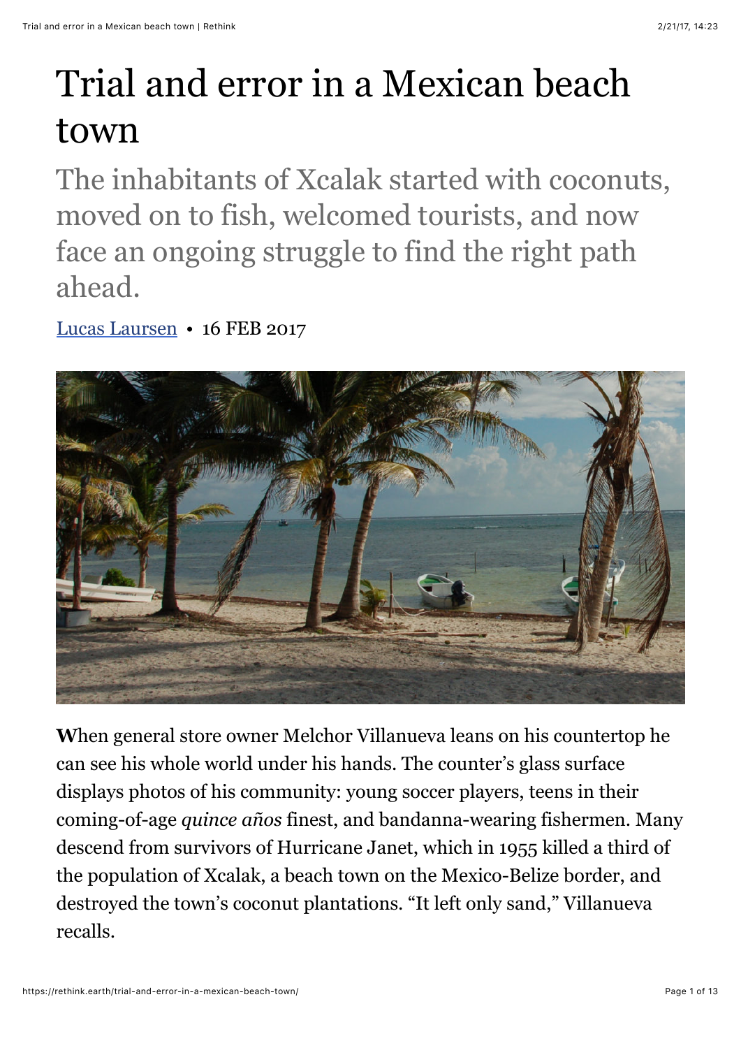# Trial and error in a Mexican beach town

## The inhabitants of Xcalak started with coconuts, moved on to fish, welcomed tourists, and now face an ongoing struggle to find the right path ahead.

Lucas Laursen • 16 FEB 2017

**W**hen general store owner Melchor Villanueva leans on his countertop he can see his whole world under his hands. The counter's glass surface displays photos of his community: young soccer players, teens in their coming-of-age *quince años* finest, and bandanna-wearing fishermen. Many descend from survivors of Hurricane Janet, which in 1955 killed a third of the population of Xcalak, a beach town on the Mexico-Belize border, and destroyed the town's coconut plantations. "It left only sand," Villanueva recalls.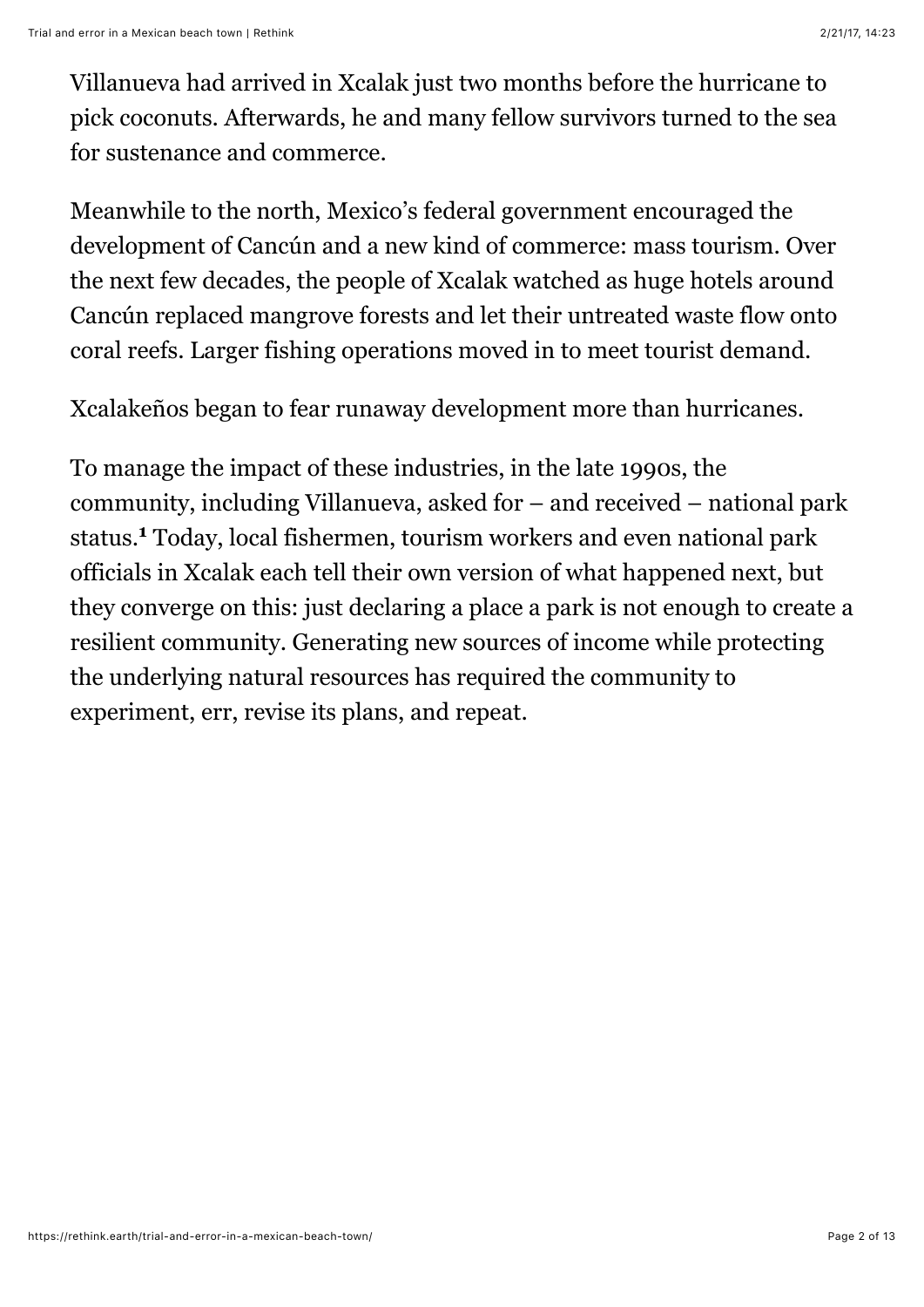Villanueva had arrived in Xcalak just two months before the hurricane to pick coconuts. Afterwards, he and many fellow survivors turned to the sea for sustenance and commerce.

Meanwhile to the north, Mexico's federal government encouraged the development of Cancún and a new kind of commerce: mass tourism. Over the next few decades, the people of Xcalak watched as huge hotels around Cancún replaced mangrove forests and let their untreated waste flow onto coral reefs. Larger fishing operations moved in to meet tourist demand.

Xcalakeños began to fear runaway development more than hurricanes.

To manage the impact of these industries, in the late 1990s, the community, including Villanueva, asked for – and received – national park status.[1] Today, local fishermen, tourism workers and even national park officials in Xcalak each tell their own version of what happened next, but they converge on this: just declaring a place a park is not enough to create a resilient community. Generating new sources of income while protecting the underlying natural resources has required the community to experiment, err, revise its plans, and repeat.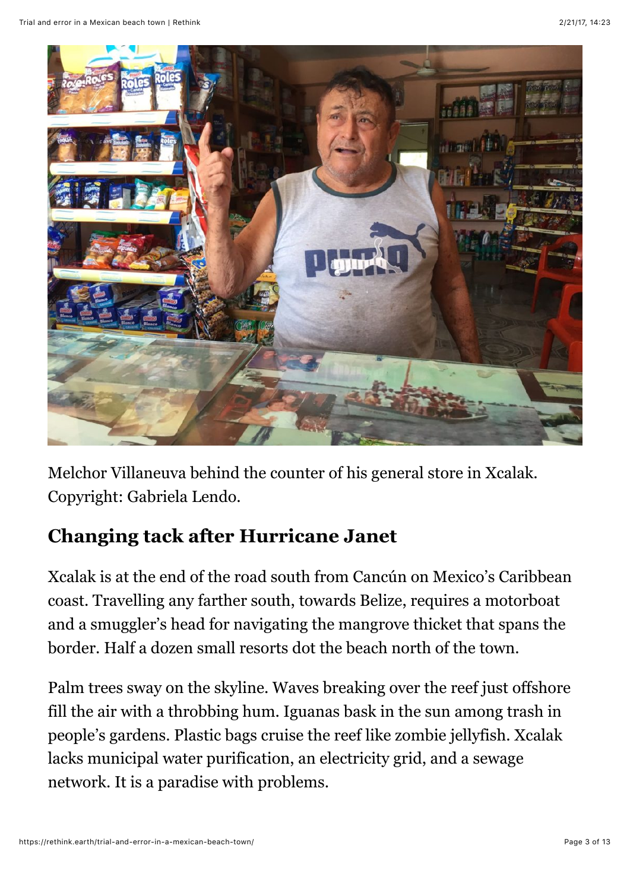Melchor Villaneuva behind the counter of his general store in Xcalak. Copyright: Gabriela Lendo.

## Changing tack after Hurricane Janet

Xcalak is at the end of the road south from Cancún on Mexico's Caribbean coast. Travelling any farther south, towards Belize, requires a motorboat and a smuggler's head for navigating the mangrove thicket that spans the border. Half a dozen small resorts dot the beach north of the town.

Palm trees sway on the skyline. Waves breaking over the reef just offshore fill the air with a throbbing hum. Iguanas bask in the sun among trash in people's gardens. Plastic bags cruise the reef like zombie jellyfish. Xcalak lacks municipal water purification, an electricity grid, and a sewage network. It is a paradise with problems.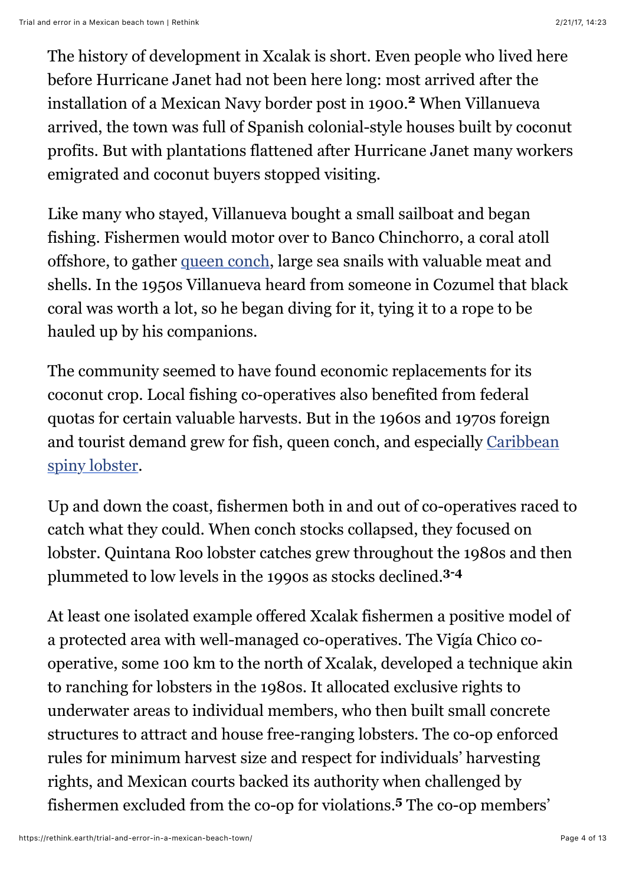The history of development in Xcalak is short. Even people who lived here before Hurricane Janet had not been here long: most arrived after the installation of a Mexican Navy border post in 1900.[2] When Villanueva arrived, the town was full of Spanish colonial-style houses built by coconut profits. But with plantations flattened after Hurricane Janet many workers emigrated and coconut buyers stopped visiting.

Like many who stayed, Villanueva bought a small sailboat and began fishing. Fishermen would motor over to Banco Chinchorro, a coral atoll offshore, to gather queen conch, large sea snails with valuable meat and shells. In the 1950s Villanueva heard from someone in Cozumel that black coral was worth a lot, so he began diving for it, tying it to a rope to be hauled up by his companions.

The community seemed to have found economic replacements for its coconut crop. Local fishing co-operatives also benefited from federal quotas for certain valuable harvests. But in the 1960s and 1970s foreign and tourist demand grew for fish, queen conch, and especially Caribbean spiny lobster.

Up and down the coast, fishermen both in and out of co-operatives raced to catch what they could. When conch stocks collapsed, they focused on lobster. Quintana Roo lobster catches grew throughout the 1980s and then plummeted to low levels in the 1990s as stocks declined.[3-4]

At least one isolated example offered Xcalak fishermen a positive model of a protected area with well-managed co-operatives. The Vigía Chico co-operative, some 100 km to the north of Xcalak, developed a technique akin to ranching for lobsters in the 1980s. It allocated exclusive rights to underwater areas to individual members, who then built small concrete structures to attract and house free-ranging lobsters. The co-op enforced rules for minimum harvest size and respect for individuals' harvesting rights, and Mexican courts backed its authority when challenged by fishermen excluded from the co-op for violations.[5] The co-op members'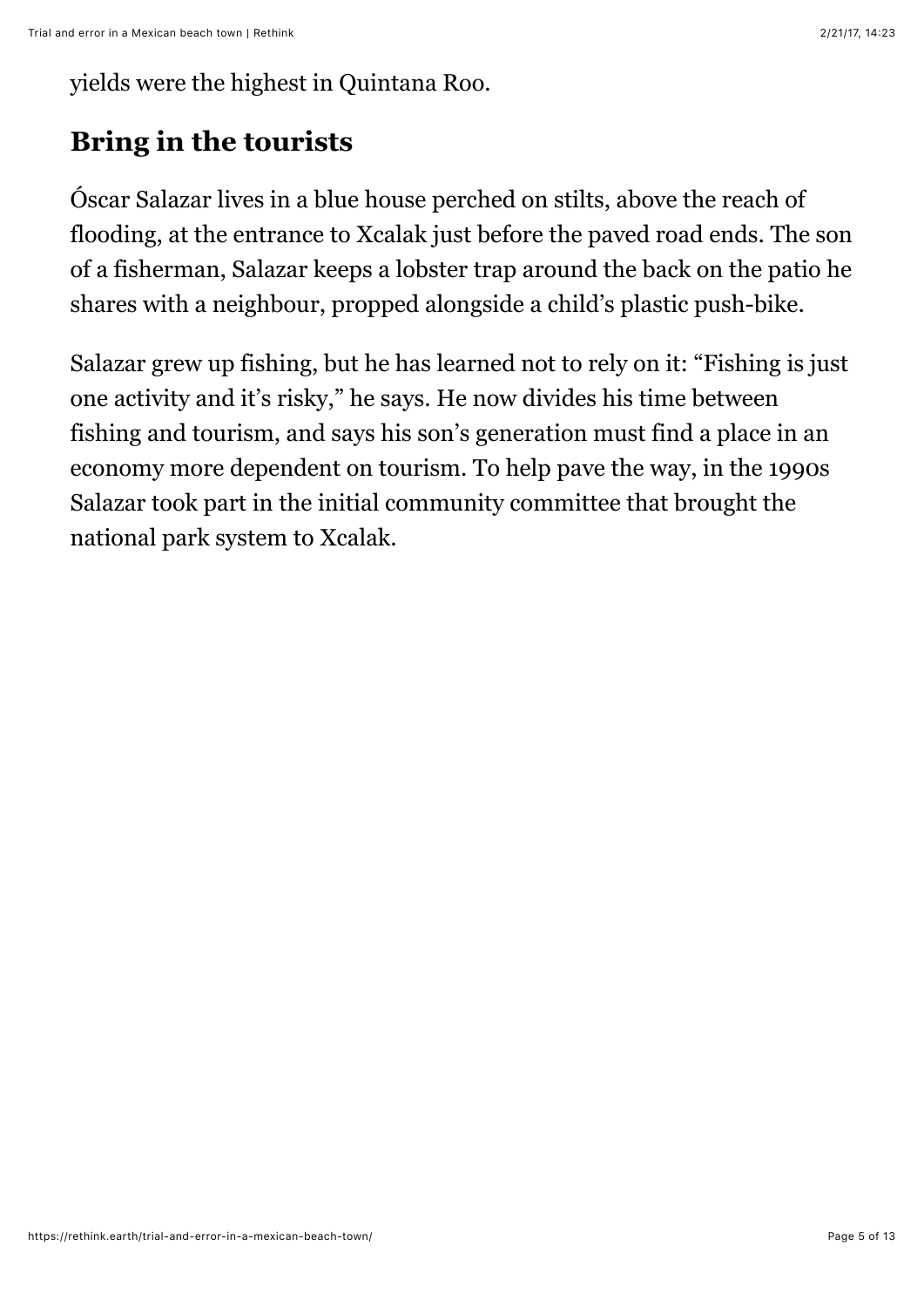yields were the highest in Quintana Roo.

## Bring in the tourists

Óscar Salazar lives in a blue house perched on stilts, above the reach of flooding, at the entrance to Xcalak just before the paved road ends. The son of a fisherman, Salazar keeps a lobster trap around the back on the patio he shares with a neighbour, propped alongside a child's plastic push-bike.

Salazar grew up fishing, but he has learned not to rely on it: "Fishing is just one activity and it's risky," he says. He now divides his time between fishing and tourism, and says his son's generation must find a place in an economy more dependent on tourism. To help pave the way, in the 1990s Salazar took part in the initial community committee that brought the national park system to Xcalak.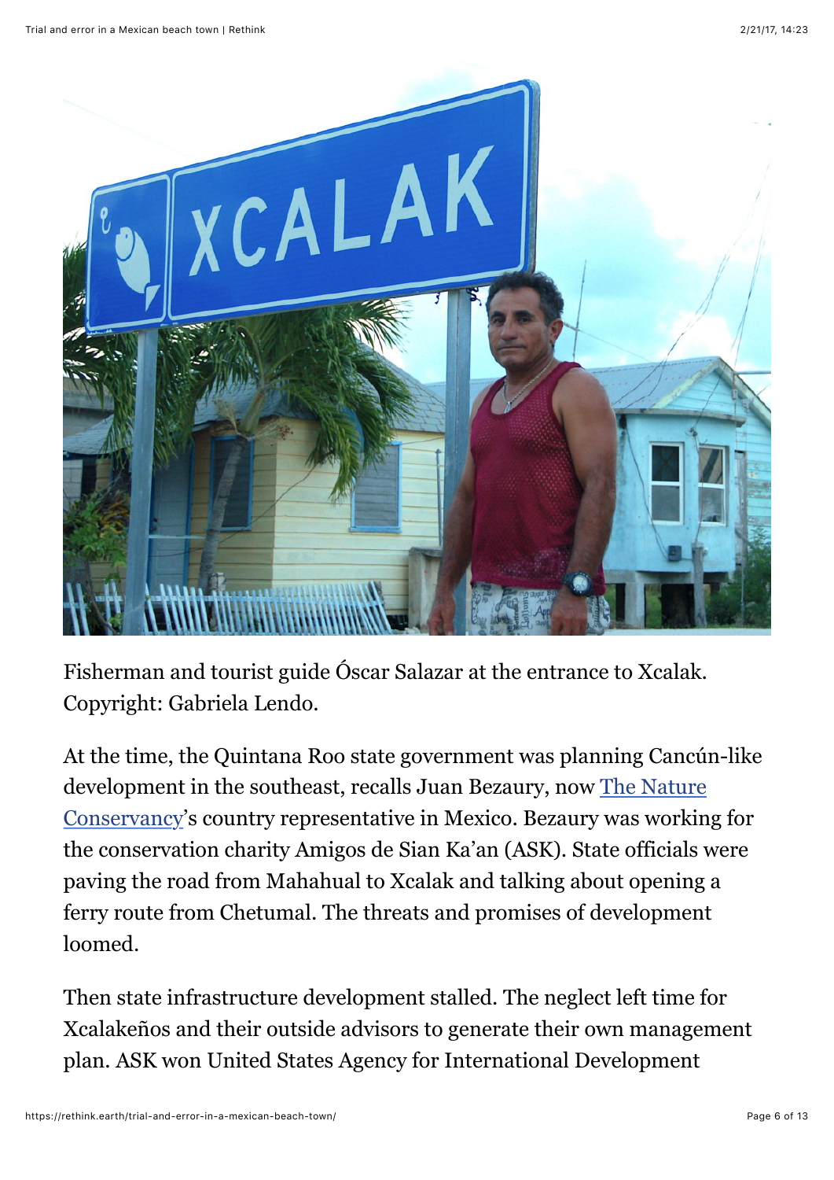Fisherman and tourist guide Óscar Salazar at the entrance to Xcalak. Copyright: Gabriela Lendo.

At the time, the Quintana Roo state government was planning Cancún-like development in the southeast, recalls Juan Bezaury, now [The Nature Conservancy](https://rethink.earth/trial-and-error-in-a-mexican-beach-town/)'s country representative in Mexico. Bezaury was working for the conservation charity Amigos de Sian Ka'an (ASK). State officials were paving the road from Mahahual to Xcalak and talking about opening a ferry route from Chetumal. The threats and promises of development loomed.

Then state infrastructure development stalled. The neglect left time for Xcalakeños and their outside advisors to generate their own management plan. ASK won United States Agency for International Development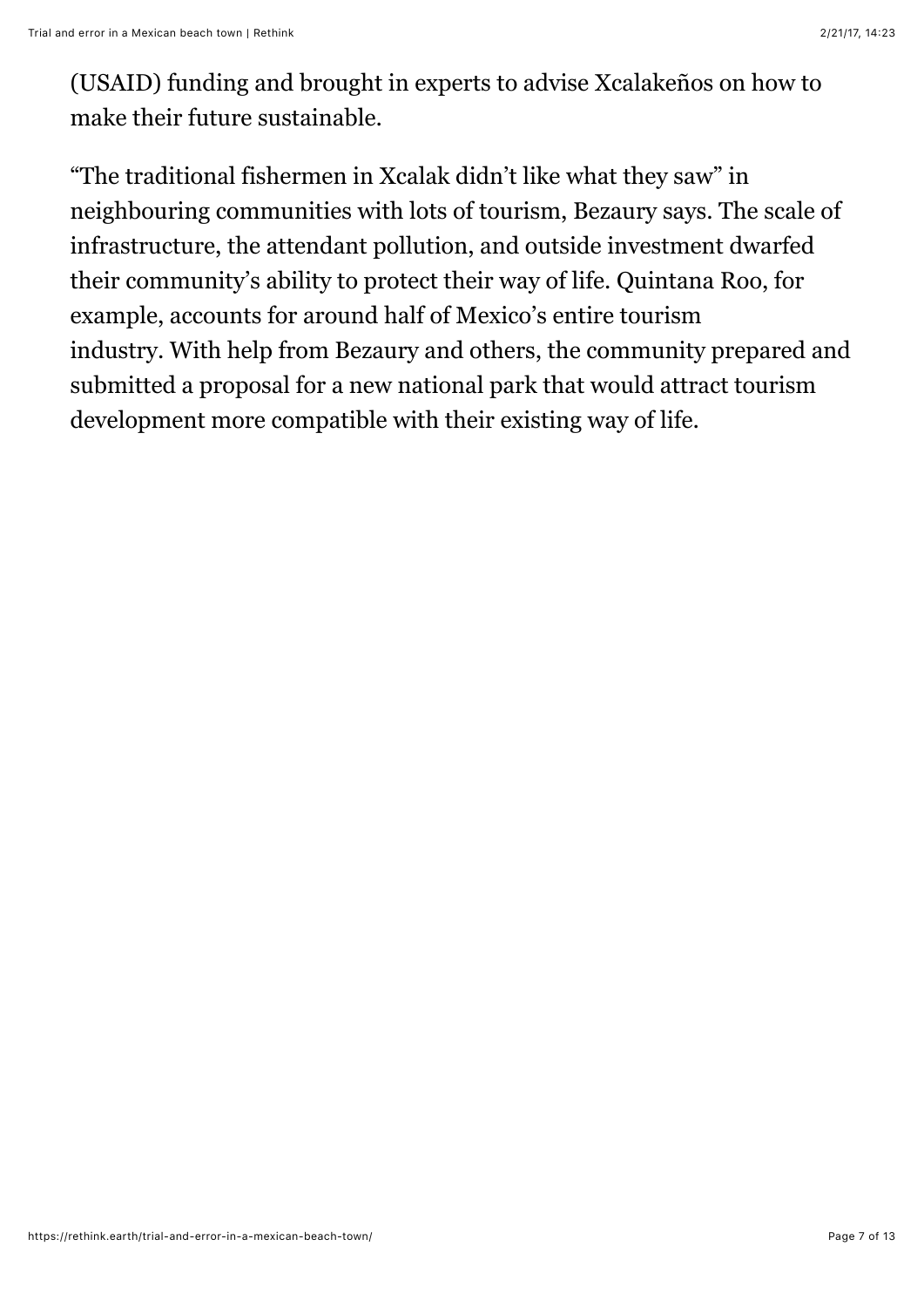(USAID) funding and brought in experts to advise Xcalakeños on how to make their future sustainable.

“The traditional fishermen in Xcalak didn’t like what they saw” in neighbouring communities with lots of tourism, Bezaury says. The scale of infrastructure, the attendant pollution, and outside investment dwarfed their community’s ability to protect their way of life. Quintana Roo, for example, accounts for around half of Mexico’s entire tourism industry. With help from Bezaury and others, the community prepared and submitted a proposal for a new national park that would attract tourism development more compatible with their existing way of life.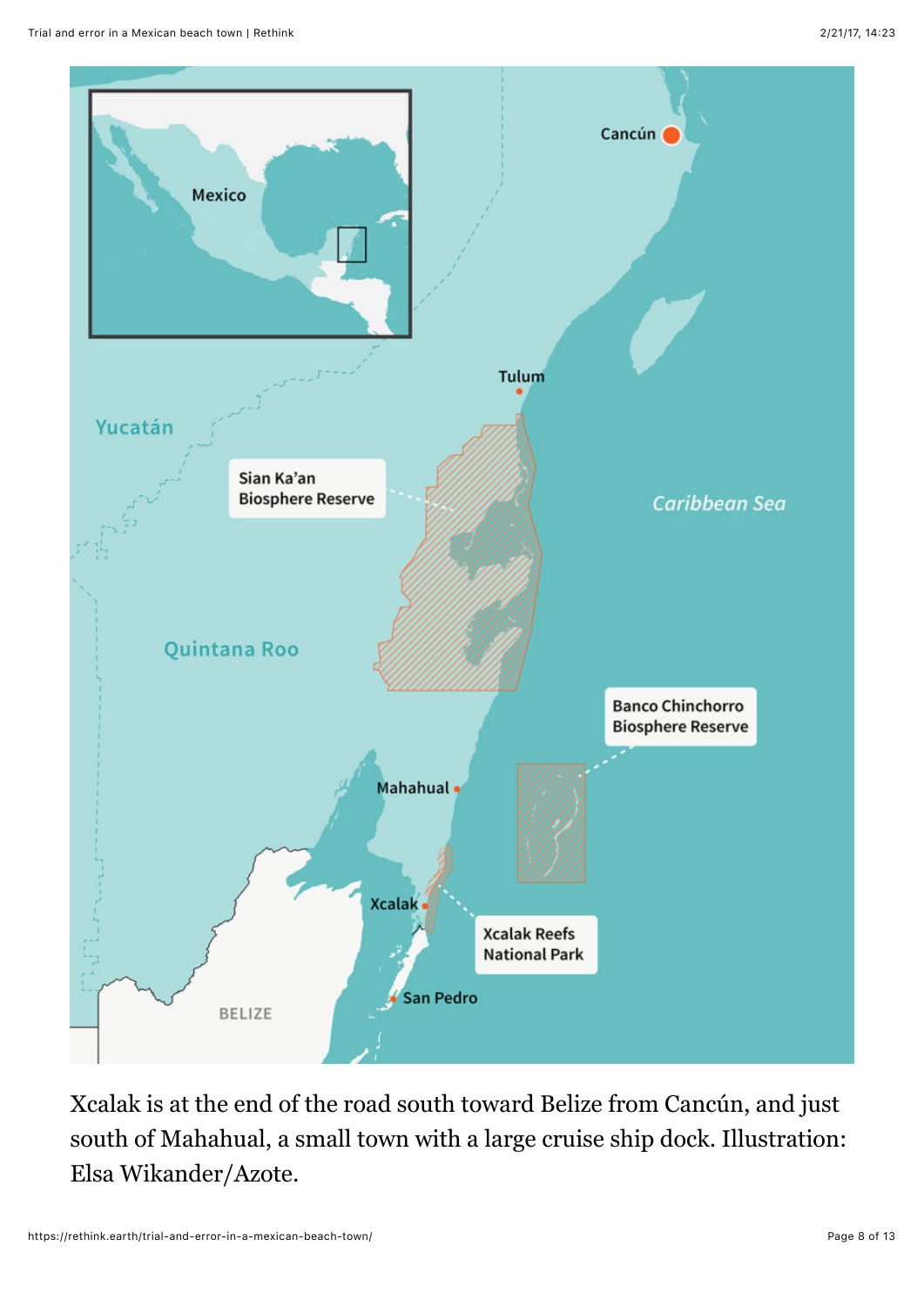Xcalak is at the end of the road south toward Belize from Cancún, and just south of Mahahual, a small town with a large cruise ship dock. Illustration: Elsa Wikander/Azote.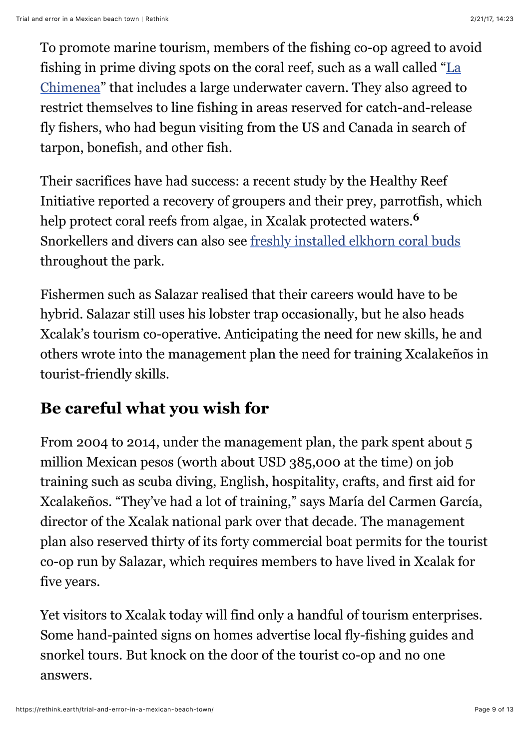To promote marine tourism, members of the fishing co-op agreed to avoid fishing in prime diving spots on the coral reef, such as a wall called "La Chimenea" that includes a large underwater cavern. They also agreed to restrict themselves to line fishing in areas reserved for catch-and-release fly fishers, who had begun visiting from the US and Canada in search of tarpon, bonefish, and other fish.

Their sacrifices have had success: a recent study by the Healthy Reef Initiative reported a recovery of groupers and their prey, parrotfish, which help protect coral reefs from algae, in Xcalak protected waters.[6] Snorkellers and divers can also see freshly installed elkhorn coral buds throughout the park.

Fishermen such as Salazar realised that their careers would have to be hybrid. Salazar still uses his lobster trap occasionally, but he also heads Xcalak's tourism co-operative. Anticipating the need for new skills, he and others wrote into the management plan the need for training Xcalakeños in tourist-friendly skills.

## Be careful what you wish for

From 2004 to 2014, under the management plan, the park spent about 5 million Mexican pesos (worth about USD 385,000 at the time) on job training such as scuba diving, English, hospitality, crafts, and first aid for Xcalakeños. "They've had a lot of training," says María del Carmen García, director of the Xcalak national park over that decade. The management plan also reserved thirty of its forty commercial boat permits for the tourist co-op run by Salazar, which requires members to have lived in Xcalak for five years.

Yet visitors to Xcalak today will find only a handful of tourism enterprises. Some hand-painted signs on homes advertise local fly-fishing guides and snorkel tours. But knock on the door of the tourist co-op and no one answers.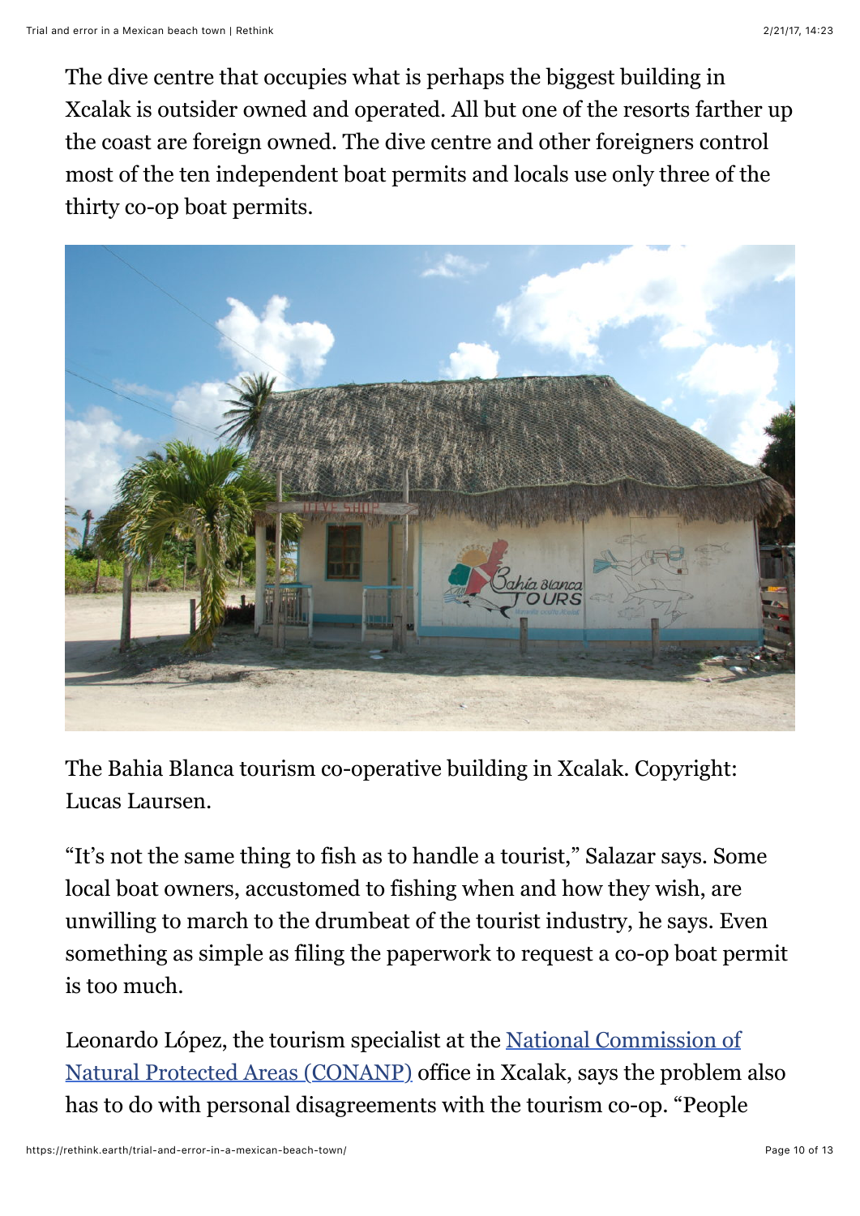The dive centre that occupies what is perhaps the biggest building in Xcalak is outsider owned and operated. All but one of the resorts farther up the coast are foreign owned. The dive centre and other foreigners control most of the ten independent boat permits and locals use only three of the thirty co-op boat permits.

The Bahia Blanca tourism co-operative building in Xcalak. Copyright: Lucas Laursen.

"It's not the same thing to fish as to handle a tourist," Salazar says. Some local boat owners, accustomed to fishing when and how they wish, are unwilling to march to the drumbeat of the tourist industry, he says. Even something as simple as filing the paperwork to request a co-op boat permit is too much.

Leonardo López, the tourism specialist at the [National Commission of Natural Protected Areas (CONANP)](#) office in Xcalak, says the problem also has to do with personal disagreements with the tourism co-op. "People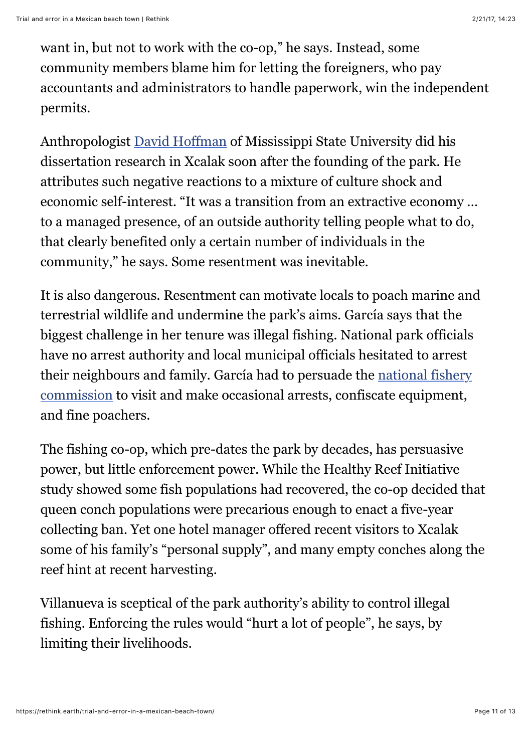want in, but not to work with the co-op," he says. Instead, some community members blame him for letting the foreigners, who pay accountants and administrators to handle paperwork, win the independent permits.

Anthropologist [David Hoffman](#) of Mississippi State University did his dissertation research in Xcalak soon after the founding of the park. He attributes such negative reactions to a mixture of culture shock and economic self-interest. "It was a transition from an extractive economy … to a managed presence, of an outside authority telling people what to do, that clearly benefited only a certain number of individuals in the community," he says. Some resentment was inevitable.

It is also dangerous. Resentment can motivate locals to poach marine and terrestrial wildlife and undermine the park's aims. García says that the biggest challenge in her tenure was illegal fishing. National park officials have no arrest authority and local municipal officials hesitated to arrest their neighbours and family. García had to persuade the [national fishery commission](#) to visit and make occasional arrests, confiscate equipment, and fine poachers.

The fishing co-op, which pre-dates the park by decades, has persuasive power, but little enforcement power. While the Healthy Reef Initiative study showed some fish populations had recovered, the co-op decided that queen conch populations were precarious enough to enact a five-year collecting ban. Yet one hotel manager offered recent visitors to Xcalak some of his family's "personal supply", and many empty conches along the reef hint at recent harvesting.

Villanueva is sceptical of the park authority's ability to control illegal fishing. Enforcing the rules would "hurt a lot of people", he says, by limiting their livelihoods.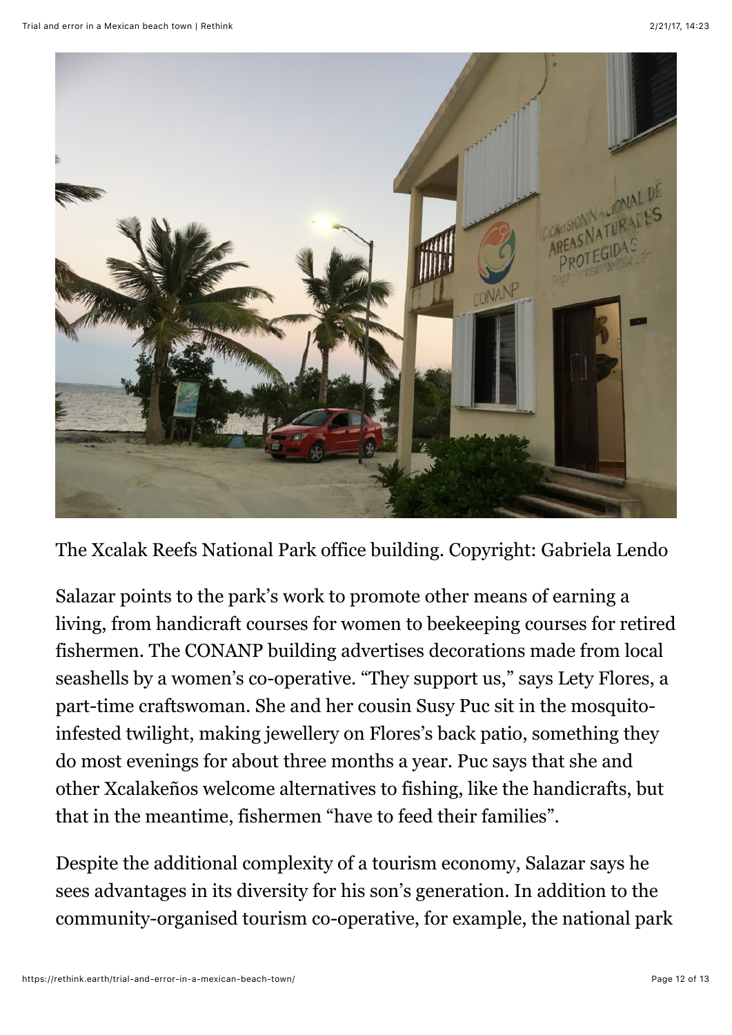The Xcalak Reefs National Park office building. Copyright: Gabriela Lendo

Salazar points to the park's work to promote other means of earning a living, from handicraft courses for women to beekeeping courses for retired fishermen. The CONANP building advertises decorations made from local seashells by a women's co-operative. "They support us," says Lety Flores, a part-time craftswoman. She and her cousin Susy Puc sit in the mosquito-infested twilight, making jewellery on Flores's back patio, something they do most evenings for about three months a year. Puc says that she and other Xcalakeños welcome alternatives to fishing, like the handicrafts, but that in the meantime, fishermen "have to feed their families".

Despite the additional complexity of a tourism economy, Salazar says he sees advantages in its diversity for his son's generation. In addition to the community-organised tourism co-operative, for example, the national park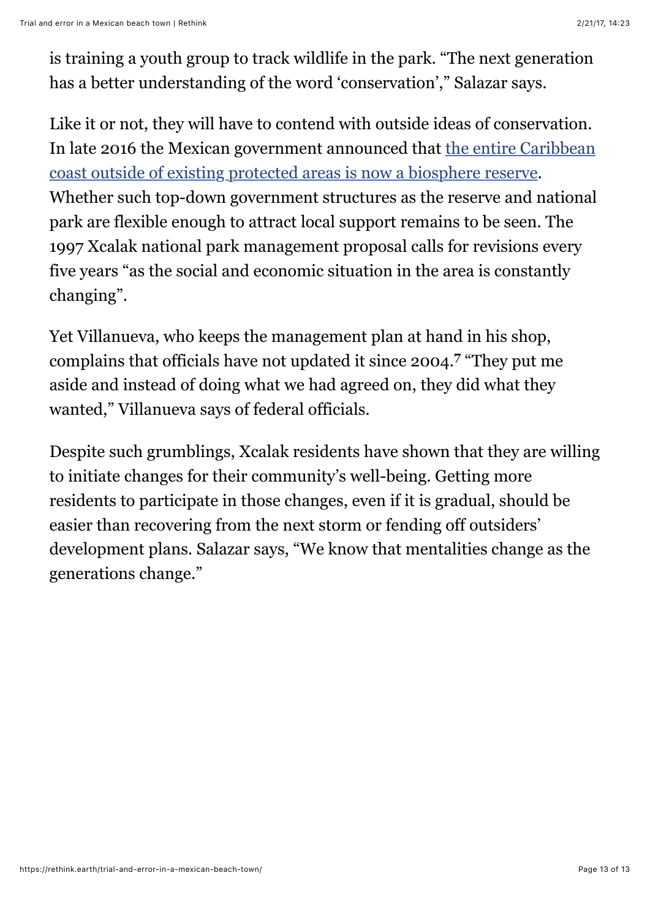is training a youth group to track wildlife in the park. “The next generation has a better understanding of the word ‘conservation’,” Salazar says.

Like it or not, they will have to contend with outside ideas of conservation. In late 2016 the Mexican government announced that the entire Caribbean coast outside of existing protected areas is now a biosphere reserve. Whether such top-down government structures as the reserve and national park are flexible enough to attract local support remains to be seen. The 1997 Xcalak national park management proposal calls for revisions every five years “as the social and economic situation in the area is constantly changing”.

Yet Villanueva, who keeps the management plan at hand in his shop, complains that officials have not updated it since 2004.[7] “They put me aside and instead of doing what we had agreed on, they did what they wanted,” Villanueva says of federal officials.

Despite such grumblings, Xcalak residents have shown that they are willing to initiate changes for their community’s well-being. Getting more residents to participate in those changes, even if it is gradual, should be easier than recovering from the next storm or fending off outsiders’ development plans. Salazar says, “We know that mentalities change as the generations change.”